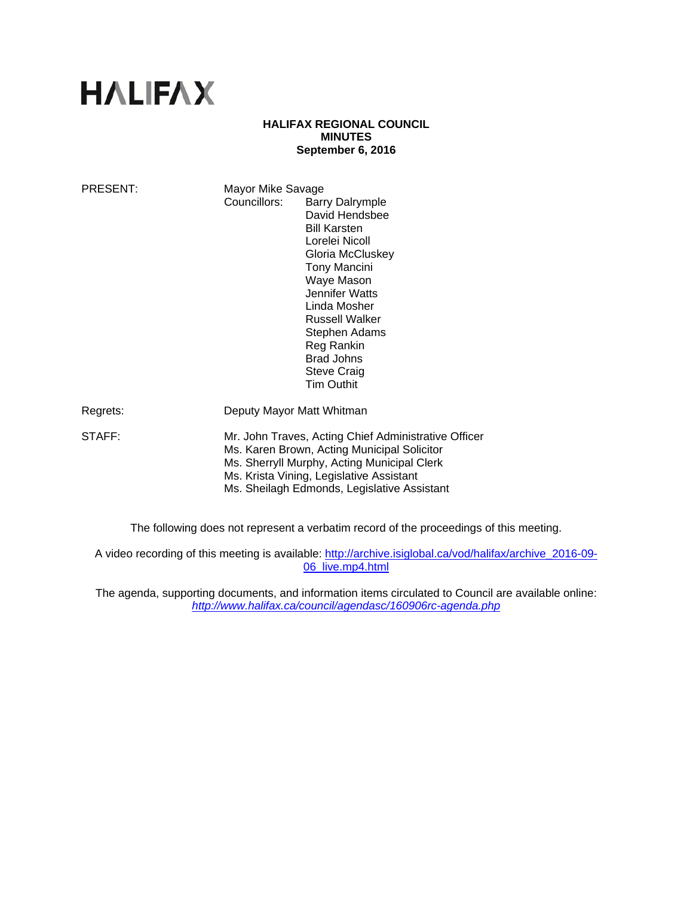HALIFAX

**HALIFAX REGIONAL COUNCIL**
**MINUTES**
**September 6, 2016**

PRESENT: Mayor Mike Savage
Councillors: Barry Dalrymple
David Hendsbee
Bill Karsten
Lorelei Nicoll
Gloria McCluskey
Tony Mancini
Waye Mason
Jennifer Watts
Linda Mosher
Russell Walker
Stephen Adams
Reg Rankin
Brad Johns
Steve Craig
Tim Outhit

Regrets: Deputy Mayor Matt Whitman

STAFF: Mr. John Traves, Acting Chief Administrative Officer
Ms. Karen Brown, Acting Municipal Solicitor
Ms. Sherryll Murphy, Acting Municipal Clerk
Ms. Krista Vining, Legislative Assistant
Ms. Sheilagh Edmonds, Legislative Assistant

The following does not represent a verbatim record of the proceedings of this meeting.

A video recording of this meeting is available: http://archive.isiglobal.ca/vod/halifax/archive_2016-09-06_live.mp4.html

The agenda, supporting documents, and information items circulated to Council are available online: *http://www.halifax.ca/council/agendasc/160906rc-agenda.php*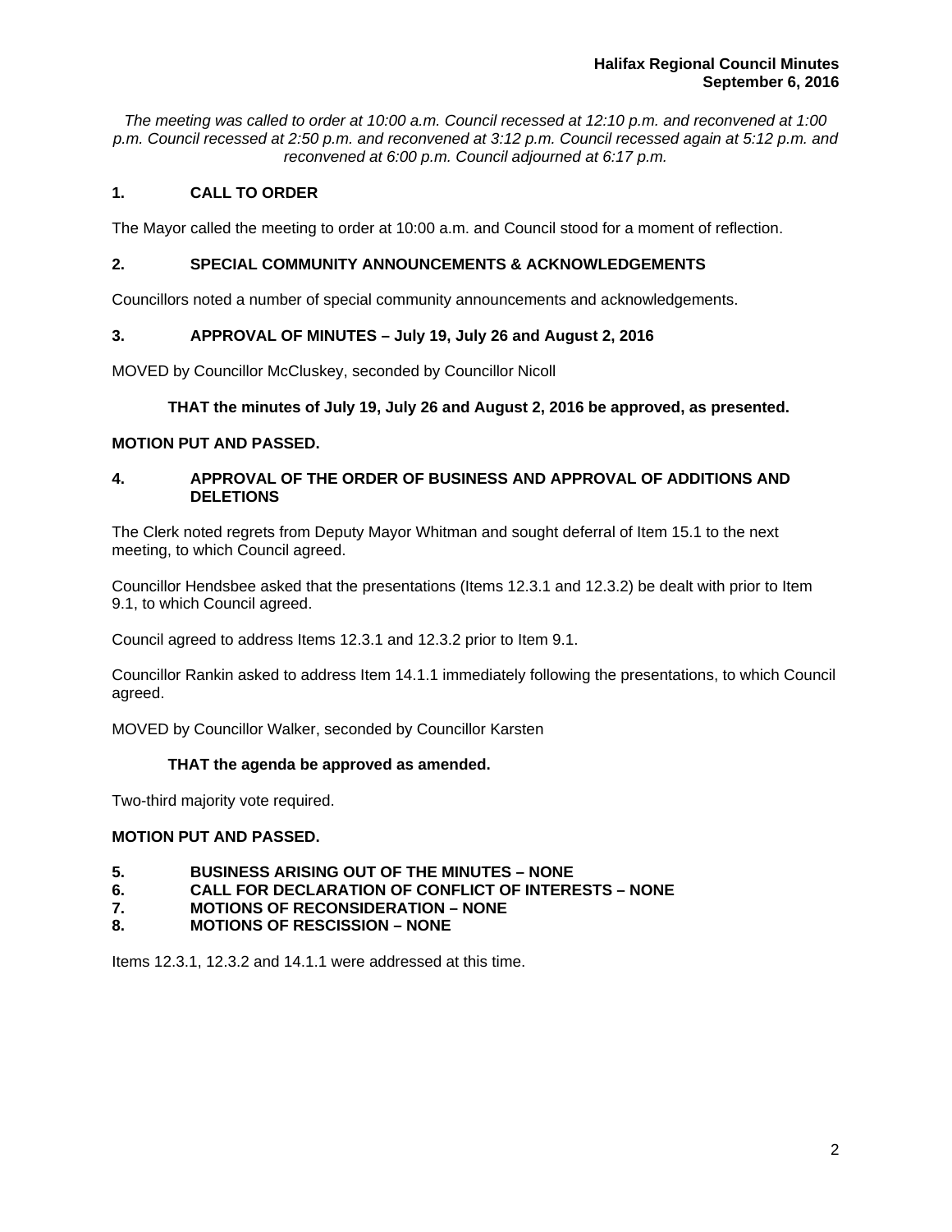*The meeting was called to order at 10:00 a.m. Council recessed at 12:10 p.m. and reconvened at 1:00 p.m. Council recessed at 2:50 p.m. and reconvened at 3:12 p.m. Council recessed again at 5:12 p.m. and reconvened at 6:00 p.m. Council adjourned at 6:17 p.m.*

## 1. CALL TO ORDER

The Mayor called the meeting to order at 10:00 a.m. and Council stood for a moment of reflection.

## 2. SPECIAL COMMUNITY ANNOUNCEMENTS & ACKNOWLEDGEMENTS

Councillors noted a number of special community announcements and acknowledgements.

## 3. APPROVAL OF MINUTES – July 19, July 26 and August 2, 2016

MOVED by Councillor McCluskey, seconded by Councillor Nicoll

**THAT the minutes of July 19, July 26 and August 2, 2016 be approved, as presented.**

**MOTION PUT AND PASSED.**

## 4. APPROVAL OF THE ORDER OF BUSINESS AND APPROVAL OF ADDITIONS AND DELETIONS

The Clerk noted regrets from Deputy Mayor Whitman and sought deferral of Item 15.1 to the next meeting, to which Council agreed.

Councillor Hendsbee asked that the presentations (Items 12.3.1 and 12.3.2) be dealt with prior to Item 9.1, to which Council agreed.

Council agreed to address Items 12.3.1 and 12.3.2 prior to Item 9.1.

Councillor Rankin asked to address Item 14.1.1 immediately following the presentations, to which Council agreed.

MOVED by Councillor Walker, seconded by Councillor Karsten

**THAT the agenda be approved as amended.**

Two-third majority vote required.

**MOTION PUT AND PASSED.**

## 5. BUSINESS ARISING OUT OF THE MINUTES – NONE
## 6. CALL FOR DECLARATION OF CONFLICT OF INTERESTS – NONE
## 7. MOTIONS OF RECONSIDERATION – NONE
## 8. MOTIONS OF RESCISSION – NONE

Items 12.3.1, 12.3.2 and 14.1.1 were addressed at this time.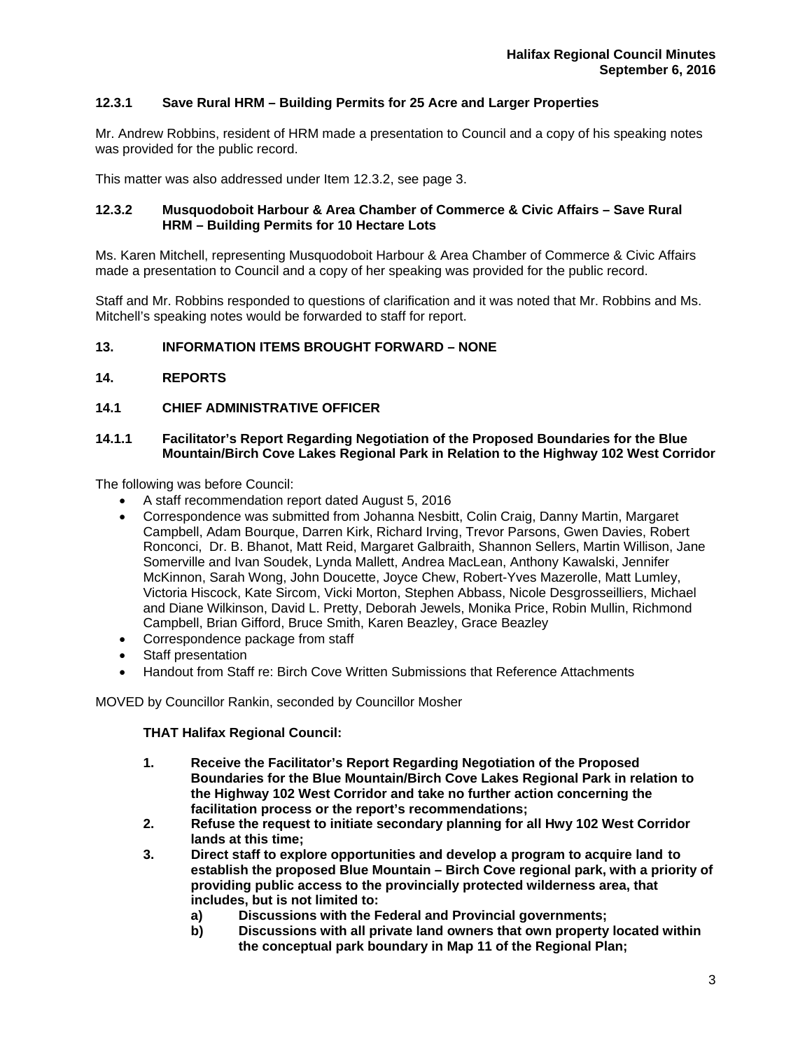### 12.3.1 Save Rural HRM – Building Permits for 25 Acre and Larger Properties

Mr. Andrew Robbins, resident of HRM made a presentation to Council and a copy of his speaking notes was provided for the public record.

This matter was also addressed under Item 12.3.2, see page 3.

### 12.3.2 Musquodoboit Harbour & Area Chamber of Commerce & Civic Affairs – Save Rural HRM – Building Permits for 10 Hectare Lots

Ms. Karen Mitchell, representing Musquodoboit Harbour & Area Chamber of Commerce & Civic Affairs made a presentation to Council and a copy of her speaking was provided for the public record.

Staff and Mr. Robbins responded to questions of clarification and it was noted that Mr. Robbins and Ms. Mitchell's speaking notes would be forwarded to staff for report.

## 13. INFORMATION ITEMS BROUGHT FORWARD – NONE

## 14. REPORTS

### 14.1 CHIEF ADMINISTRATIVE OFFICER

### 14.1.1 Facilitator's Report Regarding Negotiation of the Proposed Boundaries for the Blue Mountain/Birch Cove Lakes Regional Park in Relation to the Highway 102 West Corridor

The following was before Council:

- A staff recommendation report dated August 5, 2016
- Correspondence was submitted from Johanna Nesbitt, Colin Craig, Danny Martin, Margaret Campbell, Adam Bourque, Darren Kirk, Richard Irving, Trevor Parsons, Gwen Davies, Robert Ronconci, Dr. B. Bhanot, Matt Reid, Margaret Galbraith, Shannon Sellers, Martin Willison, Jane Somerville and Ivan Soudek, Lynda Mallett, Andrea MacLean, Anthony Kawalski, Jennifer McKinnon, Sarah Wong, John Doucette, Joyce Chew, Robert-Yves Mazerolle, Matt Lumley, Victoria Hiscock, Kate Sircom, Vicki Morton, Stephen Abbass, Nicole Desgrosseilliers, Michael and Diane Wilkinson, David L. Pretty, Deborah Jewels, Monika Price, Robin Mullin, Richmond Campbell, Brian Gifford, Bruce Smith, Karen Beazley, Grace Beazley
- Correspondence package from staff
- Staff presentation
- Handout from Staff re: Birch Cove Written Submissions that Reference Attachments

MOVED by Councillor Rankin, seconded by Councillor Mosher

**THAT Halifax Regional Council:**

1. **Receive the Facilitator's Report Regarding Negotiation of the Proposed Boundaries for the Blue Mountain/Birch Cove Lakes Regional Park in relation to the Highway 102 West Corridor and take no further action concerning the facilitation process or the report's recommendations;**
2. **Refuse the request to initiate secondary planning for all Hwy 102 West Corridor lands at this time;**
3. **Direct staff to explore opportunities and develop a program to acquire land to establish the proposed Blue Mountain – Birch Cove regional park, with a priority of providing public access to the provincially protected wilderness area, that includes, but is not limited to:**
   - **a) Discussions with the Federal and Provincial governments;**
   - **b) Discussions with all private land owners that own property located within the conceptual park boundary in Map 11 of the Regional Plan;**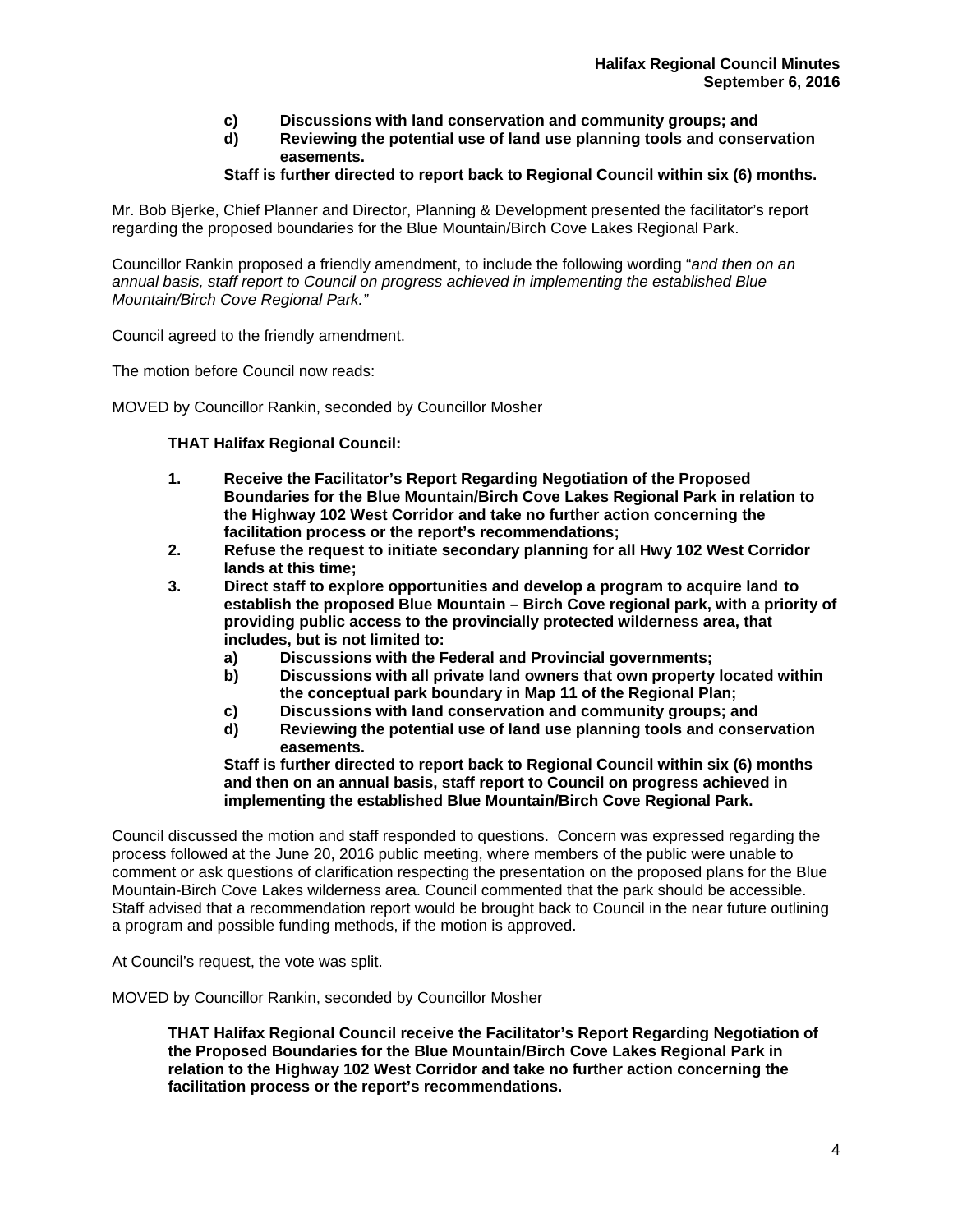**c) Discussions with land conservation and community groups; and**
**d) Reviewing the potential use of land use planning tools and conservation easements.**

**Staff is further directed to report back to Regional Council within six (6) months.**

Mr. Bob Bjerke, Chief Planner and Director, Planning & Development presented the facilitator's report regarding the proposed boundaries for the Blue Mountain/Birch Cove Lakes Regional Park.

Councillor Rankin proposed a friendly amendment, to include the following wording "*and then on an annual basis, staff report to Council on progress achieved in implementing the established Blue Mountain/Birch Cove Regional Park.*"

Council agreed to the friendly amendment.

The motion before Council now reads:

MOVED by Councillor Rankin, seconded by Councillor Mosher

**THAT Halifax Regional Council:**

1. **Receive the Facilitator's Report Regarding Negotiation of the Proposed Boundaries for the Blue Mountain/Birch Cove Lakes Regional Park in relation to the Highway 102 West Corridor and take no further action concerning the facilitation process or the report's recommendations;**
2. **Refuse the request to initiate secondary planning for all Hwy 102 West Corridor lands at this time;**
3. **Direct staff to explore opportunities and develop a program to acquire land to establish the proposed Blue Mountain – Birch Cove regional park, with a priority of providing public access to the provincially protected wilderness area, that includes, but is not limited to:**
   - **a) Discussions with the Federal and Provincial governments;**
   - **b) Discussions with all private land owners that own property located within the conceptual park boundary in Map 11 of the Regional Plan;**
   - **c) Discussions with land conservation and community groups; and**
   - **d) Reviewing the potential use of land use planning tools and conservation easements.**

   **Staff is further directed to report back to Regional Council within six (6) months and then on an annual basis, staff report to Council on progress achieved in implementing the established Blue Mountain/Birch Cove Regional Park.**

Council discussed the motion and staff responded to questions. Concern was expressed regarding the process followed at the June 20, 2016 public meeting, where members of the public were unable to comment or ask questions of clarification respecting the presentation on the proposed plans for the Blue Mountain-Birch Cove Lakes wilderness area. Council commented that the park should be accessible. Staff advised that a recommendation report would be brought back to Council in the near future outlining a program and possible funding methods, if the motion is approved.

At Council's request, the vote was split.

MOVED by Councillor Rankin, seconded by Councillor Mosher

**THAT Halifax Regional Council receive the Facilitator's Report Regarding Negotiation of the Proposed Boundaries for the Blue Mountain/Birch Cove Lakes Regional Park in relation to the Highway 102 West Corridor and take no further action concerning the facilitation process or the report's recommendations.**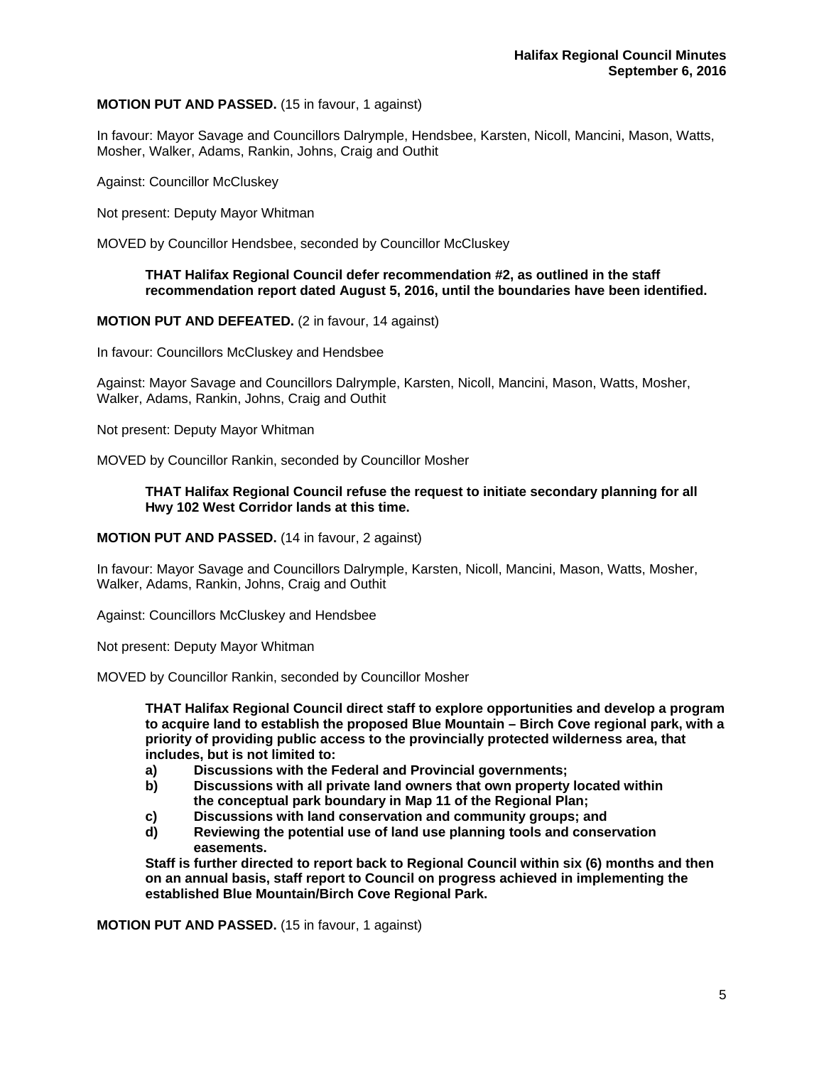**MOTION PUT AND PASSED.** (15 in favour, 1 against)

In favour: Mayor Savage and Councillors Dalrymple, Hendsbee, Karsten, Nicoll, Mancini, Mason, Watts, Mosher, Walker, Adams, Rankin, Johns, Craig and Outhit

Against: Councillor McCluskey

Not present: Deputy Mayor Whitman

MOVED by Councillor Hendsbee, seconded by Councillor McCluskey

> **THAT Halifax Regional Council defer recommendation #2, as outlined in the staff recommendation report dated August 5, 2016, until the boundaries have been identified.**

**MOTION PUT AND DEFEATED.** (2 in favour, 14 against)

In favour: Councillors McCluskey and Hendsbee

Against: Mayor Savage and Councillors Dalrymple, Karsten, Nicoll, Mancini, Mason, Watts, Mosher, Walker, Adams, Rankin, Johns, Craig and Outhit

Not present: Deputy Mayor Whitman

MOVED by Councillor Rankin, seconded by Councillor Mosher

> **THAT Halifax Regional Council refuse the request to initiate secondary planning for all Hwy 102 West Corridor lands at this time.**

**MOTION PUT AND PASSED.** (14 in favour, 2 against)

In favour: Mayor Savage and Councillors Dalrymple, Karsten, Nicoll, Mancini, Mason, Watts, Mosher, Walker, Adams, Rankin, Johns, Craig and Outhit

Against: Councillors McCluskey and Hendsbee

Not present: Deputy Mayor Whitman

MOVED by Councillor Rankin, seconded by Councillor Mosher

> **THAT Halifax Regional Council direct staff to explore opportunities and develop a program to acquire land to establish the proposed Blue Mountain – Birch Cove regional park, with a priority of providing public access to the provincially protected wilderness area, that includes, but is not limited to:**
>
> **a) Discussions with the Federal and Provincial governments;**
> **b) Discussions with all private land owners that own property located within the conceptual park boundary in Map 11 of the Regional Plan;**
> **c) Discussions with land conservation and community groups; and**
> **d) Reviewing the potential use of land use planning tools and conservation easements.**
>
> **Staff is further directed to report back to Regional Council within six (6) months and then on an annual basis, staff report to Council on progress achieved in implementing the established Blue Mountain/Birch Cove Regional Park.**

**MOTION PUT AND PASSED.** (15 in favour, 1 against)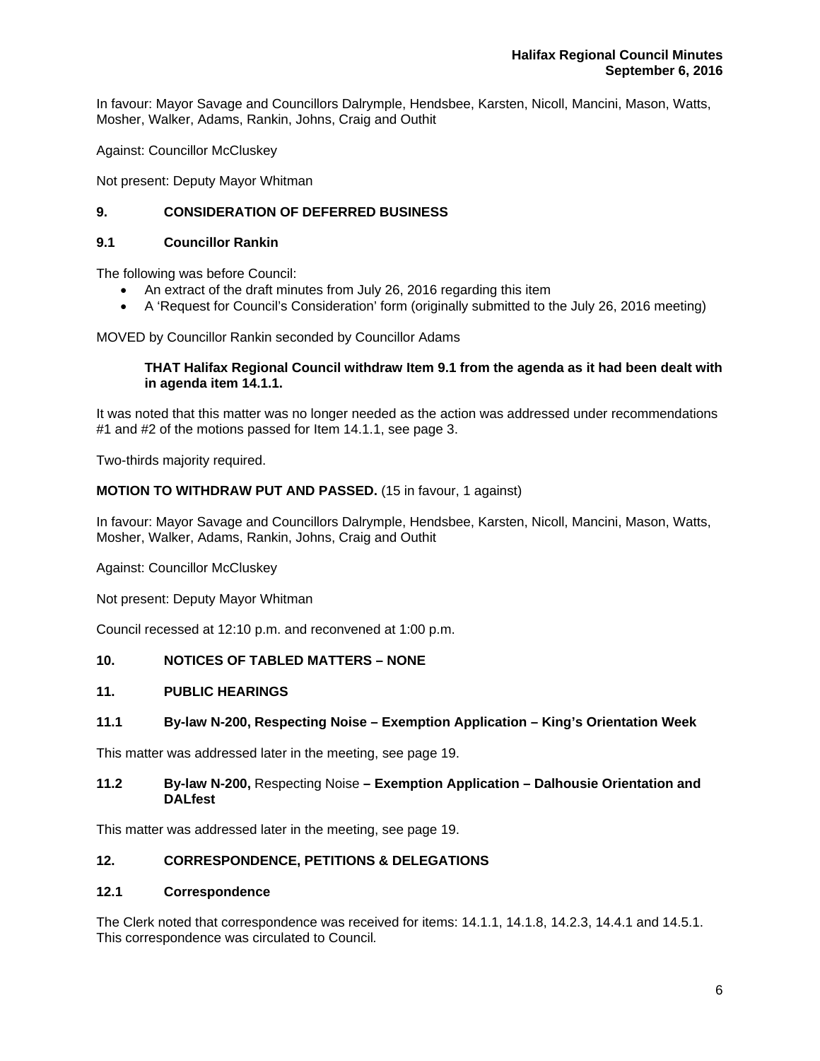In favour: Mayor Savage and Councillors Dalrymple, Hendsbee, Karsten, Nicoll, Mancini, Mason, Watts, Mosher, Walker, Adams, Rankin, Johns, Craig and Outhit

Against: Councillor McCluskey

Not present: Deputy Mayor Whitman

## 9. CONSIDERATION OF DEFERRED BUSINESS

### 9.1 Councillor Rankin

The following was before Council:

- An extract of the draft minutes from July 26, 2016 regarding this item
- A 'Request for Council's Consideration' form (originally submitted to the July 26, 2016 meeting)

MOVED by Councillor Rankin seconded by Councillor Adams

> **THAT Halifax Regional Council withdraw Item 9.1 from the agenda as it had been dealt with in agenda item 14.1.1.**

It was noted that this matter was no longer needed as the action was addressed under recommendations #1 and #2 of the motions passed for Item 14.1.1, see page 3.

Two-thirds majority required.

**MOTION TO WITHDRAW PUT AND PASSED.** (15 in favour, 1 against)

In favour: Mayor Savage and Councillors Dalrymple, Hendsbee, Karsten, Nicoll, Mancini, Mason, Watts, Mosher, Walker, Adams, Rankin, Johns, Craig and Outhit

Against: Councillor McCluskey

Not present: Deputy Mayor Whitman

Council recessed at 12:10 p.m. and reconvened at 1:00 p.m.

## 10. NOTICES OF TABLED MATTERS – NONE

## 11. PUBLIC HEARINGS

### 11.1 By-law N-200, Respecting Noise – Exemption Application – King's Orientation Week

This matter was addressed later in the meeting, see page 19.

### 11.2 By-law N-200, Respecting Noise – Exemption Application – Dalhousie Orientation and DALfest

This matter was addressed later in the meeting, see page 19.

## 12. CORRESPONDENCE, PETITIONS & DELEGATIONS

### 12.1 Correspondence

The Clerk noted that correspondence was received for items: 14.1.1, 14.1.8, 14.2.3, 14.4.1 and 14.5.1. This correspondence was circulated to Council.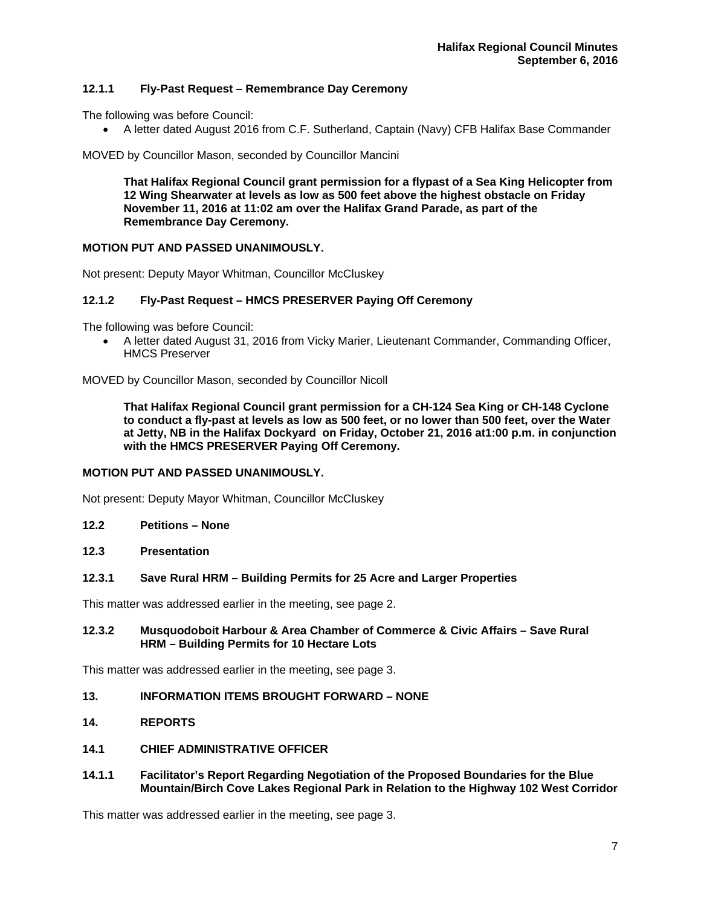### 12.1.1 Fly-Past Request – Remembrance Day Ceremony

The following was before Council:

- A letter dated August 2016 from C.F. Sutherland, Captain (Navy) CFB Halifax Base Commander

MOVED by Councillor Mason, seconded by Councillor Mancini

> **That Halifax Regional Council grant permission for a flypast of a Sea King Helicopter from 12 Wing Shearwater at levels as low as 500 feet above the highest obstacle on Friday November 11, 2016 at 11:02 am over the Halifax Grand Parade, as part of the Remembrance Day Ceremony.**

**MOTION PUT AND PASSED UNANIMOUSLY.**

Not present: Deputy Mayor Whitman, Councillor McCluskey

### 12.1.2 Fly-Past Request – HMCS PRESERVER Paying Off Ceremony

The following was before Council:

- A letter dated August 31, 2016 from Vicky Marier, Lieutenant Commander, Commanding Officer, HMCS Preserver

MOVED by Councillor Mason, seconded by Councillor Nicoll

> **That Halifax Regional Council grant permission for a CH-124 Sea King or CH-148 Cyclone to conduct a fly-past at levels as low as 500 feet, or no lower than 500 feet, over the Water at Jetty, NB in the Halifax Dockyard on Friday, October 21, 2016 at1:00 p.m. in conjunction with the HMCS PRESERVER Paying Off Ceremony.**

**MOTION PUT AND PASSED UNANIMOUSLY.**

Not present: Deputy Mayor Whitman, Councillor McCluskey

### 12.2 Petitions – None

### 12.3 Presentation

### 12.3.1 Save Rural HRM – Building Permits for 25 Acre and Larger Properties

This matter was addressed earlier in the meeting, see page 2.

### 12.3.2 Musquodoboit Harbour & Area Chamber of Commerce & Civic Affairs – Save Rural HRM – Building Permits for 10 Hectare Lots

This matter was addressed earlier in the meeting, see page 3.

## 13. INFORMATION ITEMS BROUGHT FORWARD – NONE

## 14. REPORTS

### 14.1 CHIEF ADMINISTRATIVE OFFICER

### 14.1.1 Facilitator's Report Regarding Negotiation of the Proposed Boundaries for the Blue Mountain/Birch Cove Lakes Regional Park in Relation to the Highway 102 West Corridor

This matter was addressed earlier in the meeting, see page 3.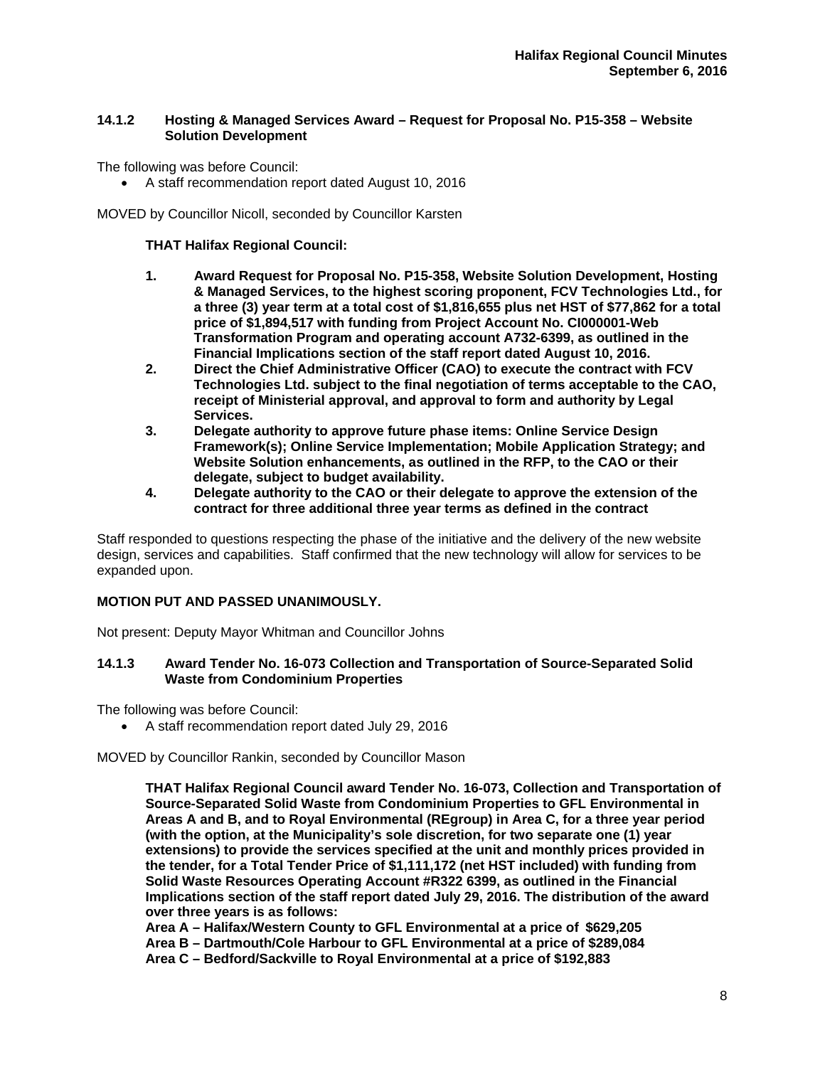### 14.1.2 Hosting & Managed Services Award – Request for Proposal No. P15-358 – Website Solution Development

The following was before Council:

- A staff recommendation report dated August 10, 2016

MOVED by Councillor Nicoll, seconded by Councillor Karsten

**THAT Halifax Regional Council:**

1. **Award Request for Proposal No. P15-358, Website Solution Development, Hosting & Managed Services, to the highest scoring proponent, FCV Technologies Ltd., for a three (3) year term at a total cost of $1,816,655 plus net HST of $77,862 for a total price of $1,894,517 with funding from Project Account No. CI000001-Web Transformation Program and operating account A732-6399, as outlined in the Financial Implications section of the staff report dated August 10, 2016.**
2. **Direct the Chief Administrative Officer (CAO) to execute the contract with FCV Technologies Ltd. subject to the final negotiation of terms acceptable to the CAO, receipt of Ministerial approval, and approval to form and authority by Legal Services.**
3. **Delegate authority to approve future phase items: Online Service Design Framework(s); Online Service Implementation; Mobile Application Strategy; and Website Solution enhancements, as outlined in the RFP, to the CAO or their delegate, subject to budget availability.**
4. **Delegate authority to the CAO or their delegate to approve the extension of the contract for three additional three year terms as defined in the contract**

Staff responded to questions respecting the phase of the initiative and the delivery of the new website design, services and capabilities. Staff confirmed that the new technology will allow for services to be expanded upon.

**MOTION PUT AND PASSED UNANIMOUSLY.**

Not present: Deputy Mayor Whitman and Councillor Johns

### 14.1.3 Award Tender No. 16-073 Collection and Transportation of Source-Separated Solid Waste from Condominium Properties

The following was before Council:

- A staff recommendation report dated July 29, 2016

MOVED by Councillor Rankin, seconded by Councillor Mason

**THAT Halifax Regional Council award Tender No. 16-073, Collection and Transportation of Source-Separated Solid Waste from Condominium Properties to GFL Environmental in Areas A and B, and to Royal Environmental (REgroup) in Area C, for a three year period (with the option, at the Municipality's sole discretion, for two separate one (1) year extensions) to provide the services specified at the unit and monthly prices provided in the tender, for a Total Tender Price of $1,111,172 (net HST included) with funding from Solid Waste Resources Operating Account #R322 6399, as outlined in the Financial Implications section of the staff report dated July 29, 2016. The distribution of the award over three years is as follows:**
**Area A – Halifax/Western County to GFL Environmental at a price of $629,205**
**Area B – Dartmouth/Cole Harbour to GFL Environmental at a price of $289,084**
**Area C – Bedford/Sackville to Royal Environmental at a price of $192,883**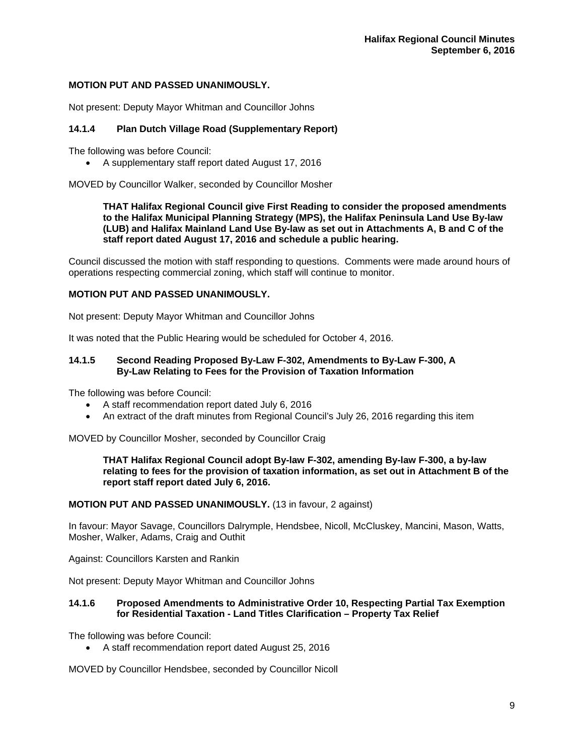**MOTION PUT AND PASSED UNANIMOUSLY.**

Not present: Deputy Mayor Whitman and Councillor Johns

### 14.1.4 Plan Dutch Village Road (Supplementary Report)

The following was before Council:

- A supplementary staff report dated August 17, 2016

MOVED by Councillor Walker, seconded by Councillor Mosher

> **THAT Halifax Regional Council give First Reading to consider the proposed amendments to the Halifax Municipal Planning Strategy (MPS), the Halifax Peninsula Land Use By-law (LUB) and Halifax Mainland Land Use By-law as set out in Attachments A, B and C of the staff report dated August 17, 2016 and schedule a public hearing.**

Council discussed the motion with staff responding to questions. Comments were made around hours of operations respecting commercial zoning, which staff will continue to monitor.

**MOTION PUT AND PASSED UNANIMOUSLY.**

Not present: Deputy Mayor Whitman and Councillor Johns

It was noted that the Public Hearing would be scheduled for October 4, 2016.

### 14.1.5 Second Reading Proposed By-Law F-302, Amendments to By-Law F-300, A By-Law Relating to Fees for the Provision of Taxation Information

The following was before Council:

- A staff recommendation report dated July 6, 2016
- An extract of the draft minutes from Regional Council's July 26, 2016 regarding this item

MOVED by Councillor Mosher, seconded by Councillor Craig

> **THAT Halifax Regional Council adopt By-law F-302, amending By-law F-300, a by-law relating to fees for the provision of taxation information, as set out in Attachment B of the report staff report dated July 6, 2016.**

**MOTION PUT AND PASSED UNANIMOUSLY.** (13 in favour, 2 against)

In favour: Mayor Savage, Councillors Dalrymple, Hendsbee, Nicoll, McCluskey, Mancini, Mason, Watts, Mosher, Walker, Adams, Craig and Outhit

Against: Councillors Karsten and Rankin

Not present: Deputy Mayor Whitman and Councillor Johns

### 14.1.6 Proposed Amendments to Administrative Order 10, Respecting Partial Tax Exemption for Residential Taxation - Land Titles Clarification – Property Tax Relief

The following was before Council:

- A staff recommendation report dated August 25, 2016

MOVED by Councillor Hendsbee, seconded by Councillor Nicoll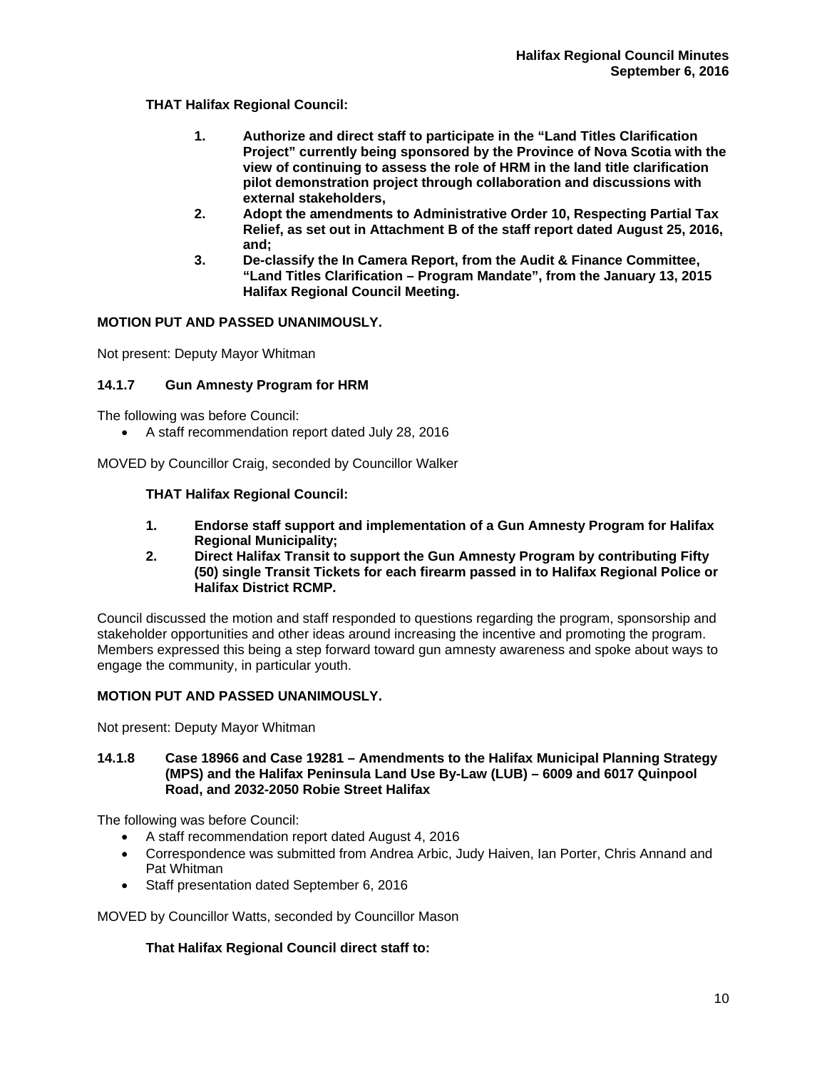**THAT Halifax Regional Council:**

1. **Authorize and direct staff to participate in the “Land Titles Clarification Project” currently being sponsored by the Province of Nova Scotia with the view of continuing to assess the role of HRM in the land title clarification pilot demonstration project through collaboration and discussions with external stakeholders,**
2. **Adopt the amendments to Administrative Order 10, Respecting Partial Tax Relief, as set out in Attachment B of the staff report dated August 25, 2016, and;**
3. **De-classify the In Camera Report, from the Audit & Finance Committee, “Land Titles Clarification – Program Mandate”, from the January 13, 2015 Halifax Regional Council Meeting.**

**MOTION PUT AND PASSED UNANIMOUSLY.**

Not present: Deputy Mayor Whitman

### 14.1.7 Gun Amnesty Program for HRM

The following was before Council:

- A staff recommendation report dated July 28, 2016

MOVED by Councillor Craig, seconded by Councillor Walker

**THAT Halifax Regional Council:**

1. **Endorse staff support and implementation of a Gun Amnesty Program for Halifax Regional Municipality;**
2. **Direct Halifax Transit to support the Gun Amnesty Program by contributing Fifty (50) single Transit Tickets for each firearm passed in to Halifax Regional Police or Halifax District RCMP.**

Council discussed the motion and staff responded to questions regarding the program, sponsorship and stakeholder opportunities and other ideas around increasing the incentive and promoting the program. Members expressed this being a step forward toward gun amnesty awareness and spoke about ways to engage the community, in particular youth.

**MOTION PUT AND PASSED UNANIMOUSLY.**

Not present: Deputy Mayor Whitman

### 14.1.8 Case 18966 and Case 19281 – Amendments to the Halifax Municipal Planning Strategy (MPS) and the Halifax Peninsula Land Use By-Law (LUB) – 6009 and 6017 Quinpool Road, and 2032-2050 Robie Street Halifax

The following was before Council:

- A staff recommendation report dated August 4, 2016
- Correspondence was submitted from Andrea Arbic, Judy Haiven, Ian Porter, Chris Annand and Pat Whitman
- Staff presentation dated September 6, 2016

MOVED by Councillor Watts, seconded by Councillor Mason

**That Halifax Regional Council direct staff to:**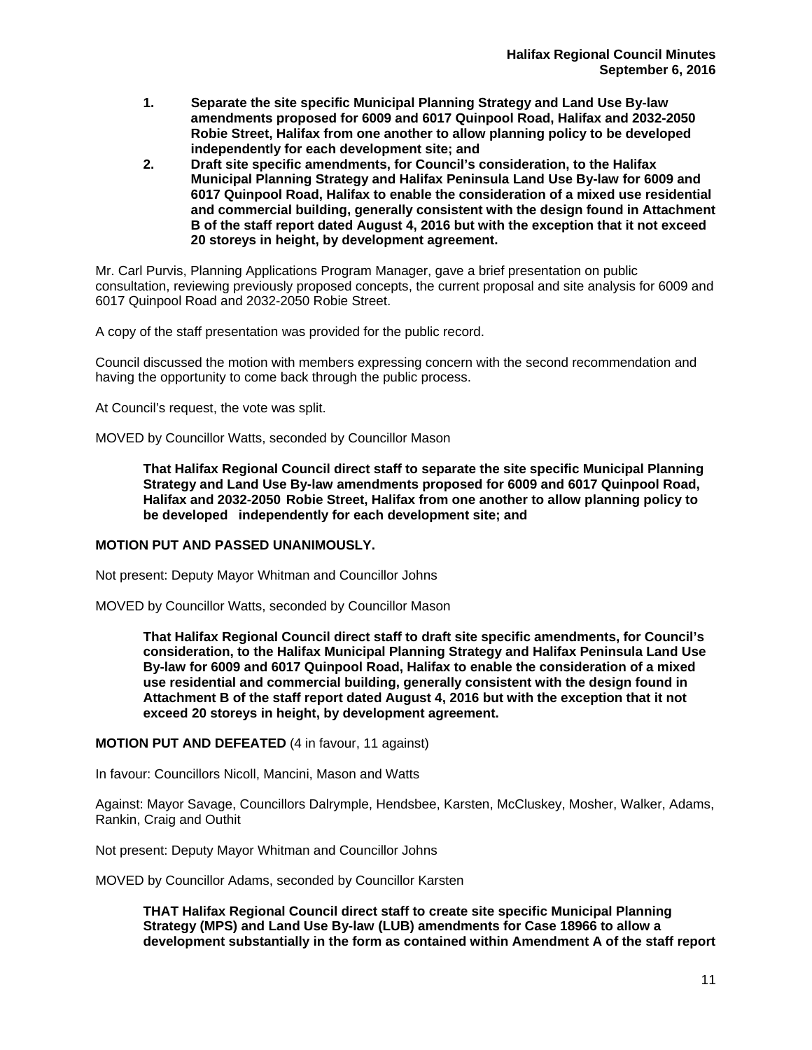1. **Separate the site specific Municipal Planning Strategy and Land Use By-law amendments proposed for 6009 and 6017 Quinpool Road, Halifax and 2032-2050 Robie Street, Halifax from one another to allow planning policy to be developed independently for each development site; and**
2. **Draft site specific amendments, for Council's consideration, to the Halifax Municipal Planning Strategy and Halifax Peninsula Land Use By-law for 6009 and 6017 Quinpool Road, Halifax to enable the consideration of a mixed use residential and commercial building, generally consistent with the design found in Attachment B of the staff report dated August 4, 2016 but with the exception that it not exceed 20 storeys in height, by development agreement.**

Mr. Carl Purvis, Planning Applications Program Manager, gave a brief presentation on public consultation, reviewing previously proposed concepts, the current proposal and site analysis for 6009 and 6017 Quinpool Road and 2032-2050 Robie Street.

A copy of the staff presentation was provided for the public record.

Council discussed the motion with members expressing concern with the second recommendation and having the opportunity to come back through the public process.

At Council's request, the vote was split.

MOVED by Councillor Watts, seconded by Councillor Mason

> **That Halifax Regional Council direct staff to separate the site specific Municipal Planning Strategy and Land Use By-law amendments proposed for 6009 and 6017 Quinpool Road, Halifax and 2032-2050 Robie Street, Halifax from one another to allow planning policy to be developed independently for each development site; and**

**MOTION PUT AND PASSED UNANIMOUSLY.**

Not present: Deputy Mayor Whitman and Councillor Johns

MOVED by Councillor Watts, seconded by Councillor Mason

> **That Halifax Regional Council direct staff to draft site specific amendments, for Council's consideration, to the Halifax Municipal Planning Strategy and Halifax Peninsula Land Use By-law for 6009 and 6017 Quinpool Road, Halifax to enable the consideration of a mixed use residential and commercial building, generally consistent with the design found in Attachment B of the staff report dated August 4, 2016 but with the exception that it not exceed 20 storeys in height, by development agreement.**

**MOTION PUT AND DEFEATED** (4 in favour, 11 against)

In favour: Councillors Nicoll, Mancini, Mason and Watts

Against: Mayor Savage, Councillors Dalrymple, Hendsbee, Karsten, McCluskey, Mosher, Walker, Adams, Rankin, Craig and Outhit

Not present: Deputy Mayor Whitman and Councillor Johns

MOVED by Councillor Adams, seconded by Councillor Karsten

> **THAT Halifax Regional Council direct staff to create site specific Municipal Planning Strategy (MPS) and Land Use By-law (LUB) amendments for Case 18966 to allow a development substantially in the form as contained within Amendment A of the staff report**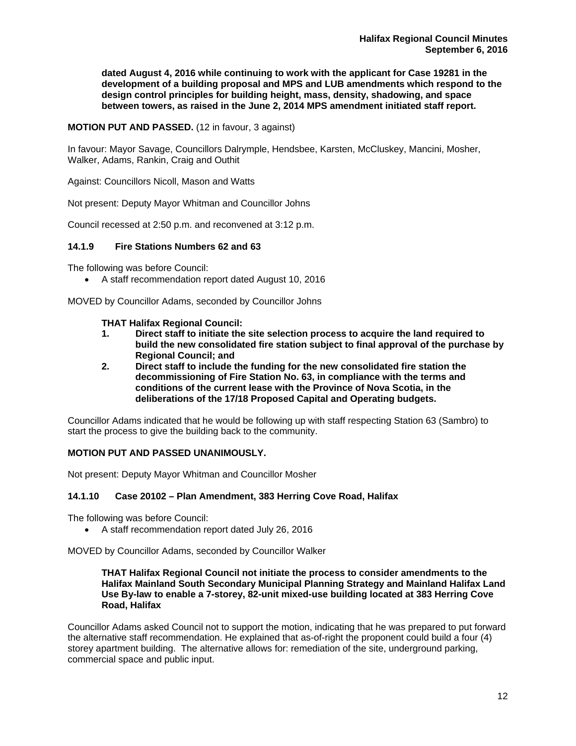**dated August 4, 2016 while continuing to work with the applicant for Case 19281 in the development of a building proposal and MPS and LUB amendments which respond to the design control principles for building height, mass, density, shadowing, and space between towers, as raised in the June 2, 2014 MPS amendment initiated staff report.**

**MOTION PUT AND PASSED.** (12 in favour, 3 against)

In favour: Mayor Savage, Councillors Dalrymple, Hendsbee, Karsten, McCluskey, Mancini, Mosher, Walker, Adams, Rankin, Craig and Outhit

Against: Councillors Nicoll, Mason and Watts

Not present: Deputy Mayor Whitman and Councillor Johns

Council recessed at 2:50 p.m. and reconvened at 3:12 p.m.

### 14.1.9 Fire Stations Numbers 62 and 63

The following was before Council:

- A staff recommendation report dated August 10, 2016

MOVED by Councillor Adams, seconded by Councillor Johns

**THAT Halifax Regional Council:**

1. **Direct staff to initiate the site selection process to acquire the land required to build the new consolidated fire station subject to final approval of the purchase by Regional Council; and**
2. **Direct staff to include the funding for the new consolidated fire station the decommissioning of Fire Station No. 63, in compliance with the terms and conditions of the current lease with the Province of Nova Scotia, in the deliberations of the 17/18 Proposed Capital and Operating budgets.**

Councillor Adams indicated that he would be following up with staff respecting Station 63 (Sambro) to start the process to give the building back to the community.

**MOTION PUT AND PASSED UNANIMOUSLY.**

Not present: Deputy Mayor Whitman and Councillor Mosher

### 14.1.10 Case 20102 – Plan Amendment, 383 Herring Cove Road, Halifax

The following was before Council:

- A staff recommendation report dated July 26, 2016

MOVED by Councillor Adams, seconded by Councillor Walker

**THAT Halifax Regional Council not initiate the process to consider amendments to the Halifax Mainland South Secondary Municipal Planning Strategy and Mainland Halifax Land Use By-law to enable a 7-storey, 82-unit mixed-use building located at 383 Herring Cove Road, Halifax**

Councillor Adams asked Council not to support the motion, indicating that he was prepared to put forward the alternative staff recommendation. He explained that as-of-right the proponent could build a four (4) storey apartment building. The alternative allows for: remediation of the site, underground parking, commercial space and public input.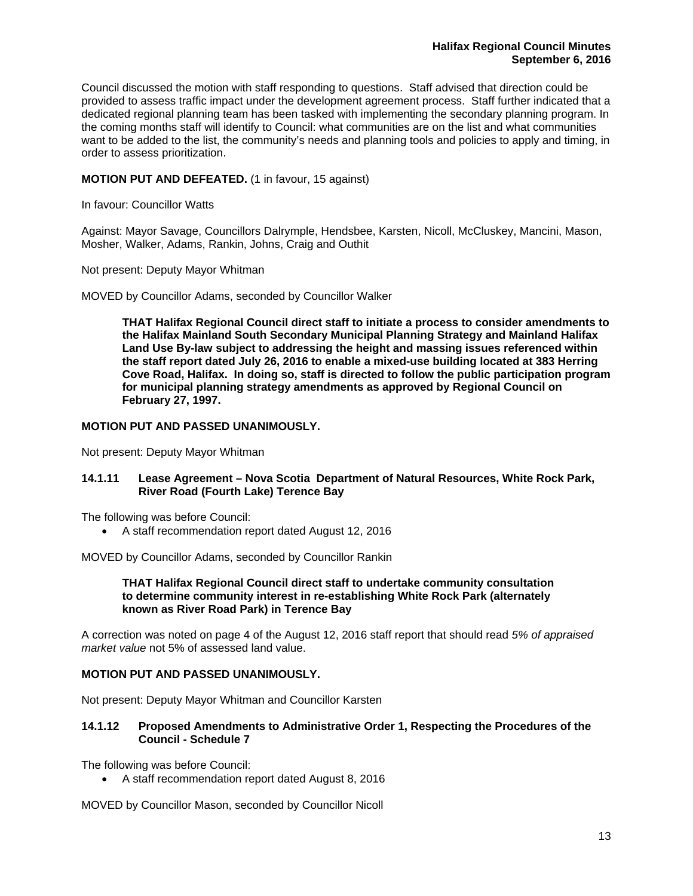Council discussed the motion with staff responding to questions. Staff advised that direction could be provided to assess traffic impact under the development agreement process. Staff further indicated that a dedicated regional planning team has been tasked with implementing the secondary planning program. In the coming months staff will identify to Council: what communities are on the list and what communities want to be added to the list, the community's needs and planning tools and policies to apply and timing, in order to assess prioritization.

**MOTION PUT AND DEFEATED.** (1 in favour, 15 against)

In favour: Councillor Watts

Against: Mayor Savage, Councillors Dalrymple, Hendsbee, Karsten, Nicoll, McCluskey, Mancini, Mason, Mosher, Walker, Adams, Rankin, Johns, Craig and Outhit

Not present: Deputy Mayor Whitman

MOVED by Councillor Adams, seconded by Councillor Walker

> **THAT Halifax Regional Council direct staff to initiate a process to consider amendments to the Halifax Mainland South Secondary Municipal Planning Strategy and Mainland Halifax Land Use By-law subject to addressing the height and massing issues referenced within the staff report dated July 26, 2016 to enable a mixed-use building located at 383 Herring Cove Road, Halifax. In doing so, staff is directed to follow the public participation program for municipal planning strategy amendments as approved by Regional Council on February 27, 1997.**

**MOTION PUT AND PASSED UNANIMOUSLY.**

Not present: Deputy Mayor Whitman

### 14.1.11 Lease Agreement – Nova Scotia Department of Natural Resources, White Rock Park, River Road (Fourth Lake) Terence Bay

The following was before Council:

- A staff recommendation report dated August 12, 2016

MOVED by Councillor Adams, seconded by Councillor Rankin

> **THAT Halifax Regional Council direct staff to undertake community consultation to determine community interest in re-establishing White Rock Park (alternately known as River Road Park) in Terence Bay**

A correction was noted on page 4 of the August 12, 2016 staff report that should read *5% of appraised market value* not 5% of assessed land value.

**MOTION PUT AND PASSED UNANIMOUSLY.**

Not present: Deputy Mayor Whitman and Councillor Karsten

### 14.1.12 Proposed Amendments to Administrative Order 1, Respecting the Procedures of the Council - Schedule 7

The following was before Council:

- A staff recommendation report dated August 8, 2016

MOVED by Councillor Mason, seconded by Councillor Nicoll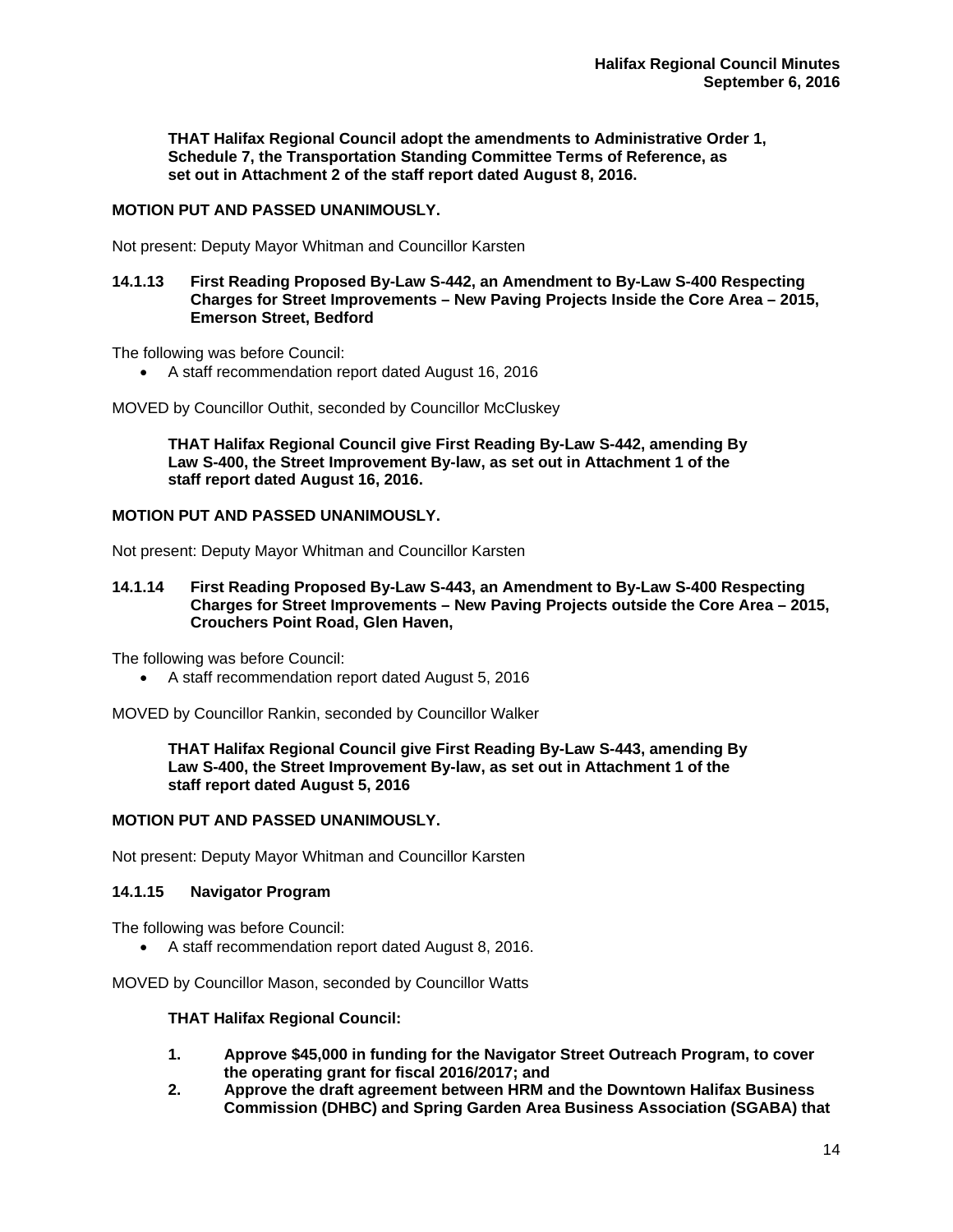**THAT Halifax Regional Council adopt the amendments to Administrative Order 1, Schedule 7, the Transportation Standing Committee Terms of Reference, as set out in Attachment 2 of the staff report dated August 8, 2016.**

**MOTION PUT AND PASSED UNANIMOUSLY.**

Not present: Deputy Mayor Whitman and Councillor Karsten

### 14.1.13 First Reading Proposed By-Law S-442, an Amendment to By-Law S-400 Respecting Charges for Street Improvements – New Paving Projects Inside the Core Area – 2015, Emerson Street, Bedford

The following was before Council:

- A staff recommendation report dated August 16, 2016

MOVED by Councillor Outhit, seconded by Councillor McCluskey

**THAT Halifax Regional Council give First Reading By-Law S-442, amending By Law S-400, the Street Improvement By-law, as set out in Attachment 1 of the staff report dated August 16, 2016.**

**MOTION PUT AND PASSED UNANIMOUSLY.**

Not present: Deputy Mayor Whitman and Councillor Karsten

### 14.1.14 First Reading Proposed By-Law S-443, an Amendment to By-Law S-400 Respecting Charges for Street Improvements – New Paving Projects outside the Core Area – 2015, Crouchers Point Road, Glen Haven,

The following was before Council:

- A staff recommendation report dated August 5, 2016

MOVED by Councillor Rankin, seconded by Councillor Walker

**THAT Halifax Regional Council give First Reading By-Law S-443, amending By Law S-400, the Street Improvement By-law, as set out in Attachment 1 of the staff report dated August 5, 2016**

**MOTION PUT AND PASSED UNANIMOUSLY.**

Not present: Deputy Mayor Whitman and Councillor Karsten

### 14.1.15 Navigator Program

The following was before Council:

- A staff recommendation report dated August 8, 2016.

MOVED by Councillor Mason, seconded by Councillor Watts

**THAT Halifax Regional Council:**

1. **Approve $45,000 in funding for the Navigator Street Outreach Program, to cover the operating grant for fiscal 2016/2017; and**
2. **Approve the draft agreement between HRM and the Downtown Halifax Business Commission (DHBC) and Spring Garden Area Business Association (SGABA) that**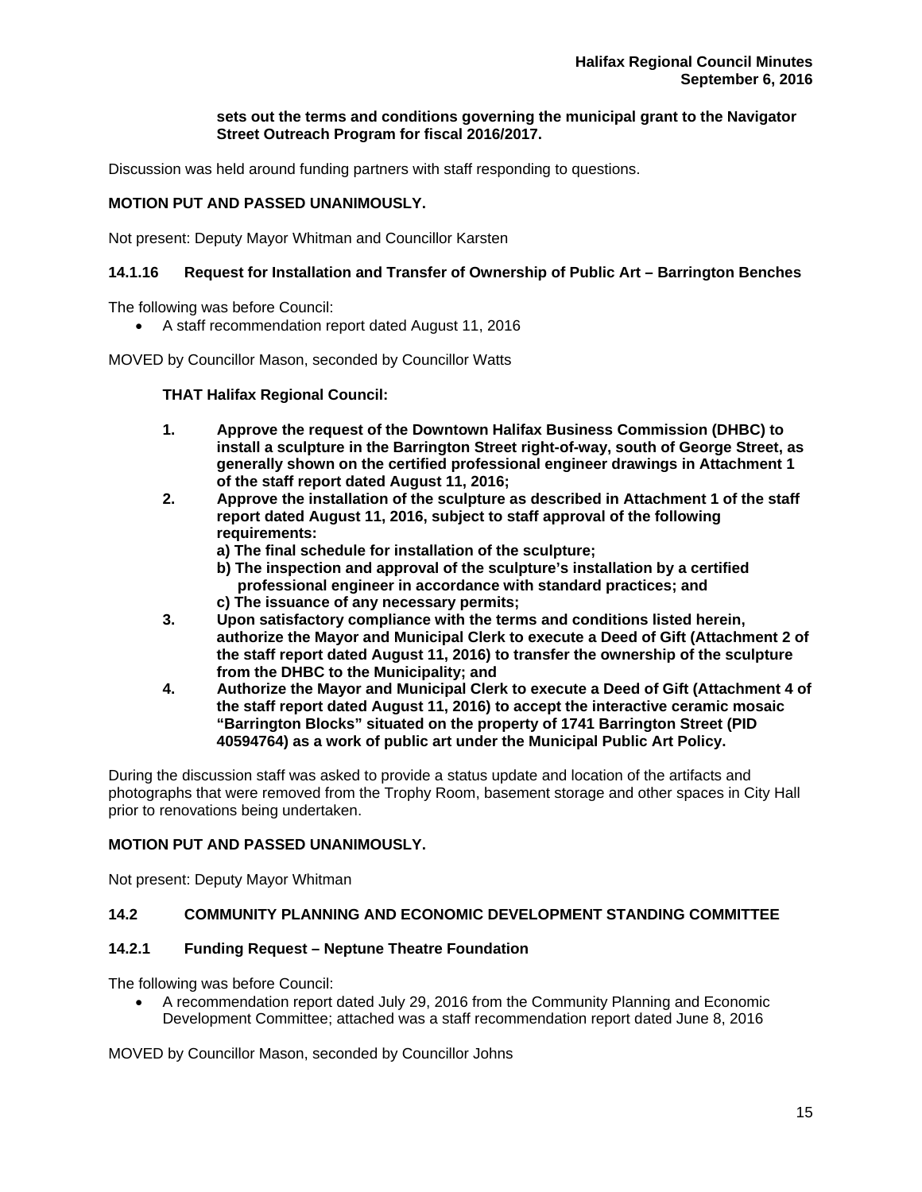**sets out the terms and conditions governing the municipal grant to the Navigator Street Outreach Program for fiscal 2016/2017.**

Discussion was held around funding partners with staff responding to questions.

**MOTION PUT AND PASSED UNANIMOUSLY.**

Not present: Deputy Mayor Whitman and Councillor Karsten

### 14.1.16 Request for Installation and Transfer of Ownership of Public Art – Barrington Benches

The following was before Council:

- A staff recommendation report dated August 11, 2016

MOVED by Councillor Mason, seconded by Councillor Watts

**THAT Halifax Regional Council:**

1. **Approve the request of the Downtown Halifax Business Commission (DHBC) to install a sculpture in the Barrington Street right-of-way, south of George Street, as generally shown on the certified professional engineer drawings in Attachment 1 of the staff report dated August 11, 2016;**
2. **Approve the installation of the sculpture as described in Attachment 1 of the staff report dated August 11, 2016, subject to staff approval of the following requirements:**
   **a) The final schedule for installation of the sculpture;**
   **b) The inspection and approval of the sculpture's installation by a certified professional engineer in accordance with standard practices; and**
   **c) The issuance of any necessary permits;**
3. **Upon satisfactory compliance with the terms and conditions listed herein, authorize the Mayor and Municipal Clerk to execute a Deed of Gift (Attachment 2 of the staff report dated August 11, 2016) to transfer the ownership of the sculpture from the DHBC to the Municipality; and**
4. **Authorize the Mayor and Municipal Clerk to execute a Deed of Gift (Attachment 4 of the staff report dated August 11, 2016) to accept the interactive ceramic mosaic "Barrington Blocks" situated on the property of 1741 Barrington Street (PID 40594764) as a work of public art under the Municipal Public Art Policy.**

During the discussion staff was asked to provide a status update and location of the artifacts and photographs that were removed from the Trophy Room, basement storage and other spaces in City Hall prior to renovations being undertaken.

**MOTION PUT AND PASSED UNANIMOUSLY.**

Not present: Deputy Mayor Whitman

## 14.2 COMMUNITY PLANNING AND ECONOMIC DEVELOPMENT STANDING COMMITTEE

### 14.2.1 Funding Request – Neptune Theatre Foundation

The following was before Council:

- A recommendation report dated July 29, 2016 from the Community Planning and Economic Development Committee; attached was a staff recommendation report dated June 8, 2016

MOVED by Councillor Mason, seconded by Councillor Johns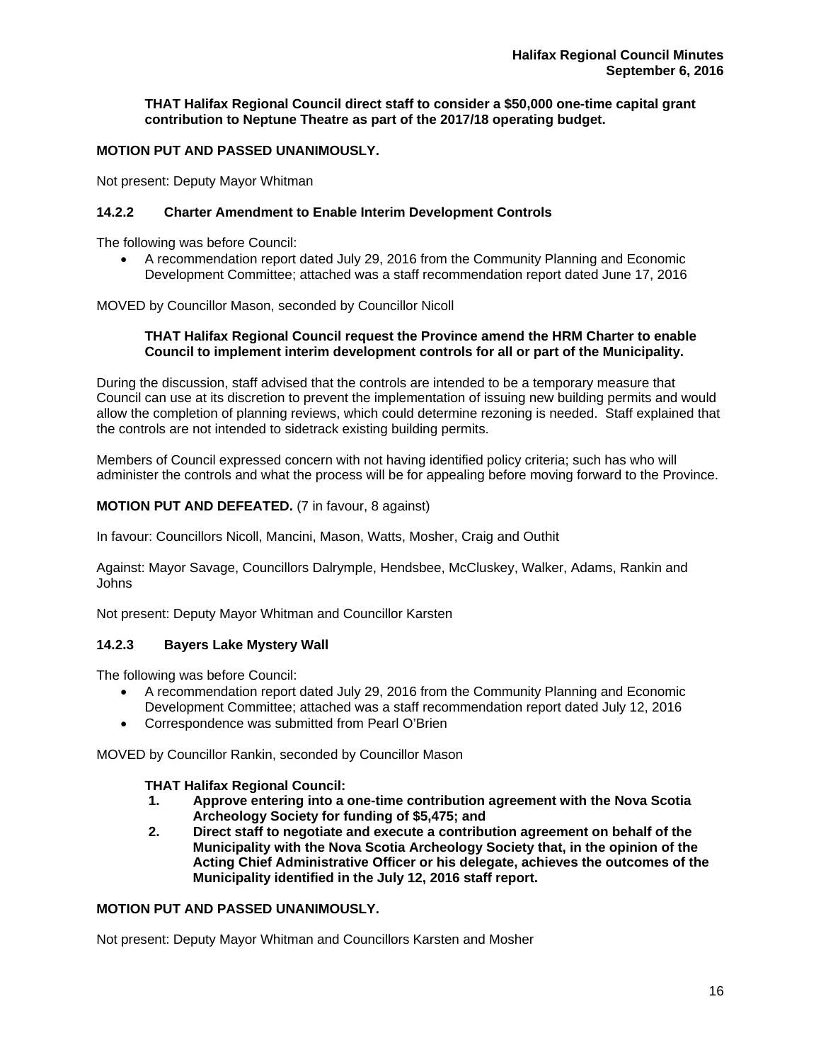**THAT Halifax Regional Council direct staff to consider a $50,000 one-time capital grant contribution to Neptune Theatre as part of the 2017/18 operating budget.**

**MOTION PUT AND PASSED UNANIMOUSLY.**

Not present: Deputy Mayor Whitman

### 14.2.2 Charter Amendment to Enable Interim Development Controls

The following was before Council:

- A recommendation report dated July 29, 2016 from the Community Planning and Economic Development Committee; attached was a staff recommendation report dated June 17, 2016

MOVED by Councillor Mason, seconded by Councillor Nicoll

**THAT Halifax Regional Council request the Province amend the HRM Charter to enable Council to implement interim development controls for all or part of the Municipality.**

During the discussion, staff advised that the controls are intended to be a temporary measure that Council can use at its discretion to prevent the implementation of issuing new building permits and would allow the completion of planning reviews, which could determine rezoning is needed. Staff explained that the controls are not intended to sidetrack existing building permits.

Members of Council expressed concern with not having identified policy criteria; such has who will administer the controls and what the process will be for appealing before moving forward to the Province.

**MOTION PUT AND DEFEATED.** (7 in favour, 8 against)

In favour: Councillors Nicoll, Mancini, Mason, Watts, Mosher, Craig and Outhit

Against: Mayor Savage, Councillors Dalrymple, Hendsbee, McCluskey, Walker, Adams, Rankin and Johns

Not present: Deputy Mayor Whitman and Councillor Karsten

### 14.2.3 Bayers Lake Mystery Wall

The following was before Council:

- A recommendation report dated July 29, 2016 from the Community Planning and Economic Development Committee; attached was a staff recommendation report dated July 12, 2016
- Correspondence was submitted from Pearl O'Brien

MOVED by Councillor Rankin, seconded by Councillor Mason

**THAT Halifax Regional Council:**

1. **Approve entering into a one-time contribution agreement with the Nova Scotia Archeology Society for funding of $5,475; and**
2. **Direct staff to negotiate and execute a contribution agreement on behalf of the Municipality with the Nova Scotia Archeology Society that, in the opinion of the Acting Chief Administrative Officer or his delegate, achieves the outcomes of the Municipality identified in the July 12, 2016 staff report.**

**MOTION PUT AND PASSED UNANIMOUSLY.**

Not present: Deputy Mayor Whitman and Councillors Karsten and Mosher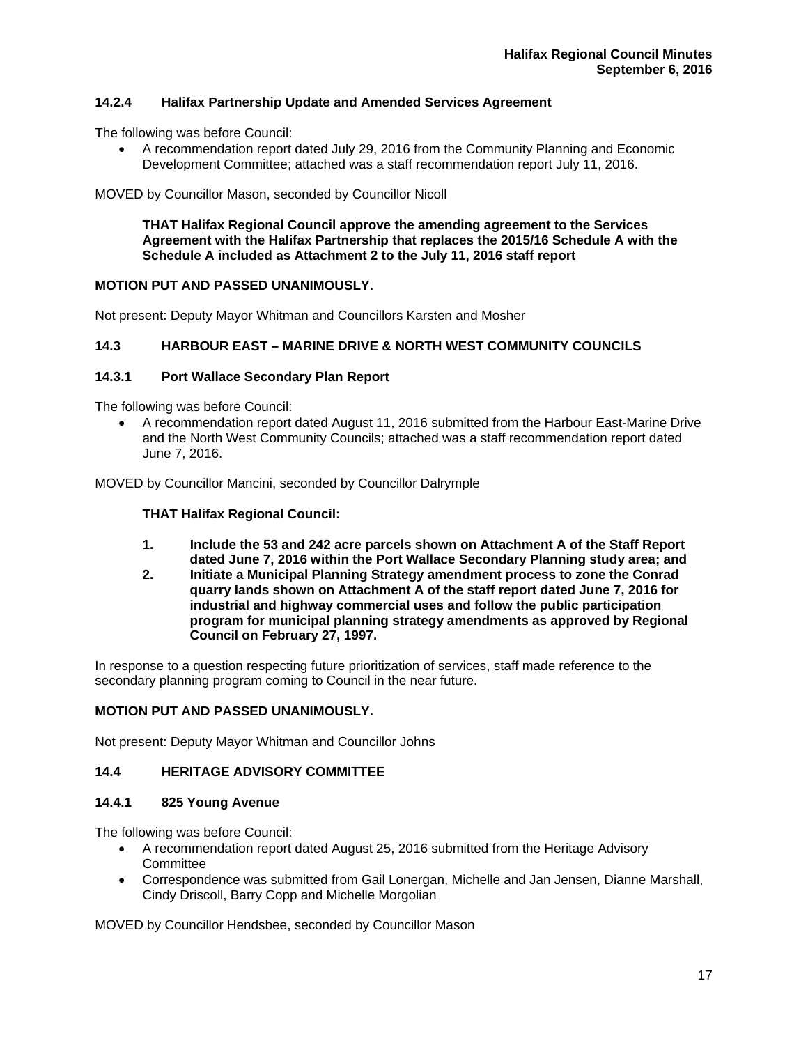### 14.2.4 Halifax Partnership Update and Amended Services Agreement

The following was before Council:

- A recommendation report dated July 29, 2016 from the Community Planning and Economic Development Committee; attached was a staff recommendation report July 11, 2016.

MOVED by Councillor Mason, seconded by Councillor Nicoll

> **THAT Halifax Regional Council approve the amending agreement to the Services Agreement with the Halifax Partnership that replaces the 2015/16 Schedule A with the Schedule A included as Attachment 2 to the July 11, 2016 staff report**

**MOTION PUT AND PASSED UNANIMOUSLY.**

Not present: Deputy Mayor Whitman and Councillors Karsten and Mosher

## 14.3 HARBOUR EAST – MARINE DRIVE & NORTH WEST COMMUNITY COUNCILS

### 14.3.1 Port Wallace Secondary Plan Report

The following was before Council:

- A recommendation report dated August 11, 2016 submitted from the Harbour East-Marine Drive and the North West Community Councils; attached was a staff recommendation report dated June 7, 2016.

MOVED by Councillor Mancini, seconded by Councillor Dalrymple

> **THAT Halifax Regional Council:**
>
> 1. **Include the 53 and 242 acre parcels shown on Attachment A of the Staff Report dated June 7, 2016 within the Port Wallace Secondary Planning study area; and**
> 2. **Initiate a Municipal Planning Strategy amendment process to zone the Conrad quarry lands shown on Attachment A of the staff report dated June 7, 2016 for industrial and highway commercial uses and follow the public participation program for municipal planning strategy amendments as approved by Regional Council on February 27, 1997.**

In response to a question respecting future prioritization of services, staff made reference to the secondary planning program coming to Council in the near future.

**MOTION PUT AND PASSED UNANIMOUSLY.**

Not present: Deputy Mayor Whitman and Councillor Johns

## 14.4 HERITAGE ADVISORY COMMITTEE

### 14.4.1 825 Young Avenue

The following was before Council:

- A recommendation report dated August 25, 2016 submitted from the Heritage Advisory Committee
- Correspondence was submitted from Gail Lonergan, Michelle and Jan Jensen, Dianne Marshall, Cindy Driscoll, Barry Copp and Michelle Morgolian

MOVED by Councillor Hendsbee, seconded by Councillor Mason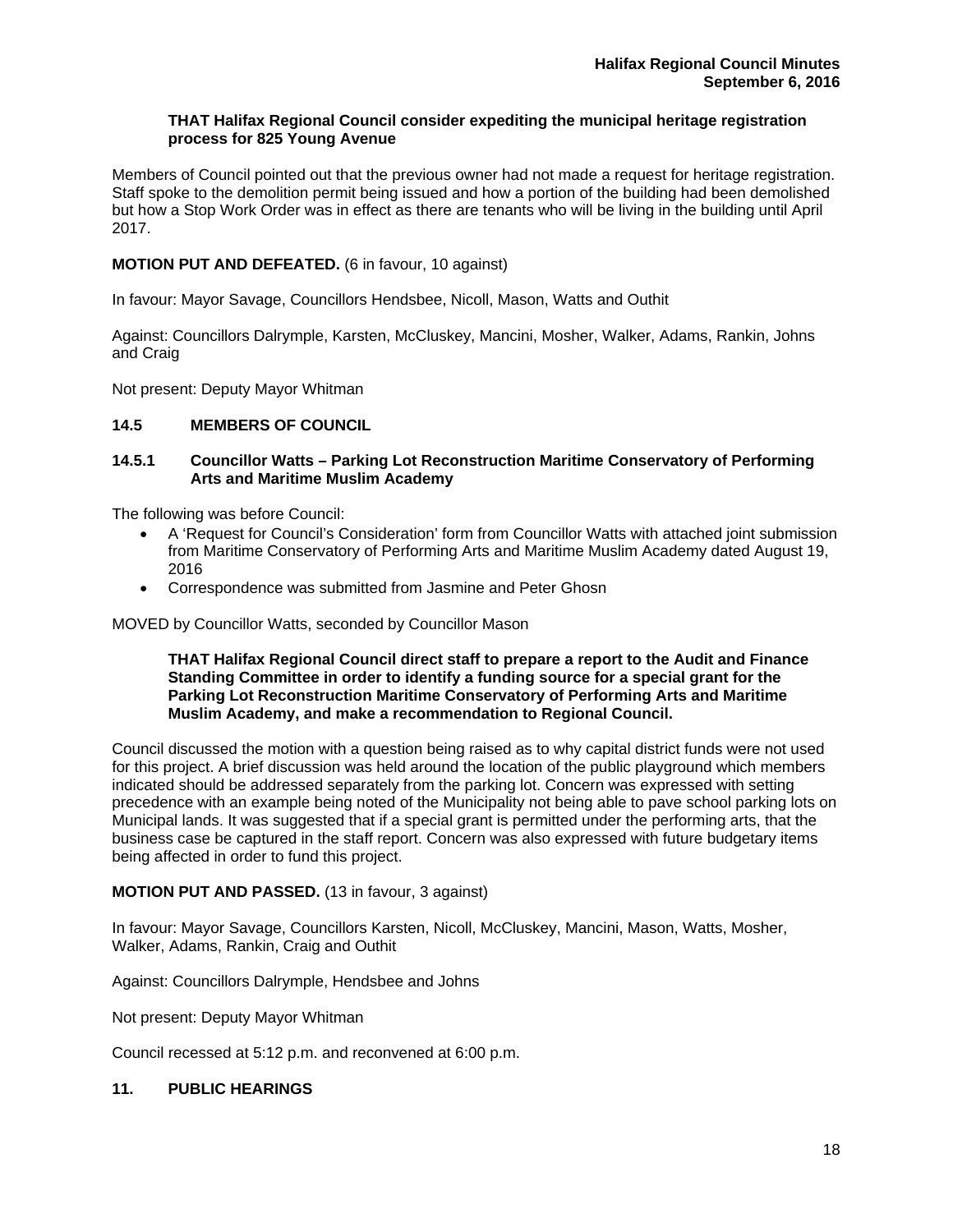**THAT Halifax Regional Council consider expediting the municipal heritage registration process for 825 Young Avenue**

Members of Council pointed out that the previous owner had not made a request for heritage registration. Staff spoke to the demolition permit being issued and how a portion of the building had been demolished but how a Stop Work Order was in effect as there are tenants who will be living in the building until April 2017.

**MOTION PUT AND DEFEATED.** (6 in favour, 10 against)

In favour: Mayor Savage, Councillors Hendsbee, Nicoll, Mason, Watts and Outhit

Against: Councillors Dalrymple, Karsten, McCluskey, Mancini, Mosher, Walker, Adams, Rankin, Johns and Craig

Not present: Deputy Mayor Whitman

## 14.5 MEMBERS OF COUNCIL

### 14.5.1 Councillor Watts – Parking Lot Reconstruction Maritime Conservatory of Performing Arts and Maritime Muslim Academy

The following was before Council:

- A 'Request for Council's Consideration' form from Councillor Watts with attached joint submission from Maritime Conservatory of Performing Arts and Maritime Muslim Academy dated August 19, 2016
- Correspondence was submitted from Jasmine and Peter Ghosn

MOVED by Councillor Watts, seconded by Councillor Mason

**THAT Halifax Regional Council direct staff to prepare a report to the Audit and Finance Standing Committee in order to identify a funding source for a special grant for the Parking Lot Reconstruction Maritime Conservatory of Performing Arts and Maritime Muslim Academy, and make a recommendation to Regional Council.**

Council discussed the motion with a question being raised as to why capital district funds were not used for this project. A brief discussion was held around the location of the public playground which members indicated should be addressed separately from the parking lot. Concern was expressed with setting precedence with an example being noted of the Municipality not being able to pave school parking lots on Municipal lands. It was suggested that if a special grant is permitted under the performing arts, that the business case be captured in the staff report. Concern was also expressed with future budgetary items being affected in order to fund this project.

**MOTION PUT AND PASSED.** (13 in favour, 3 against)

In favour: Mayor Savage, Councillors Karsten, Nicoll, McCluskey, Mancini, Mason, Watts, Mosher, Walker, Adams, Rankin, Craig and Outhit

Against: Councillors Dalrymple, Hendsbee and Johns

Not present: Deputy Mayor Whitman

Council recessed at 5:12 p.m. and reconvened at 6:00 p.m.

## 11. PUBLIC HEARINGS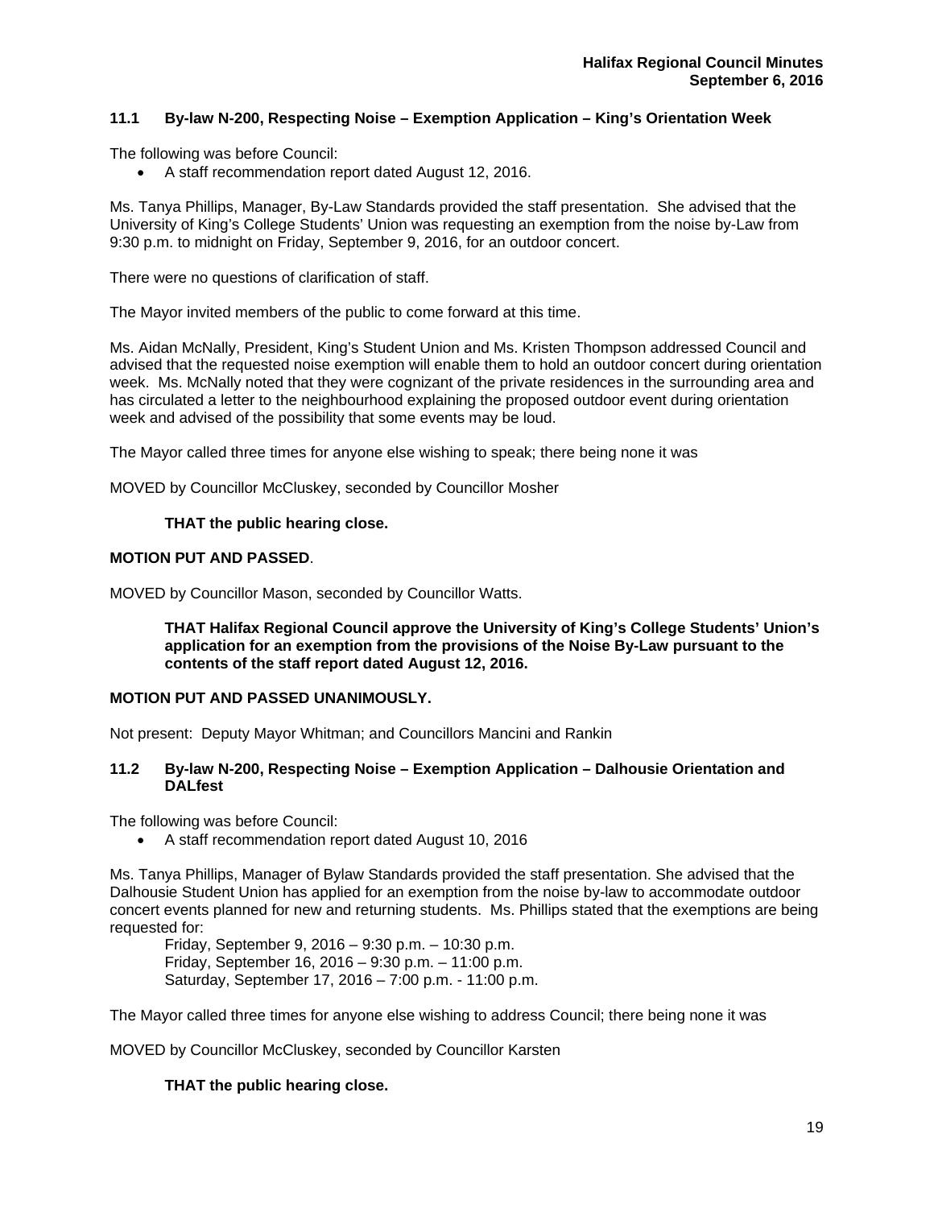### 11.1 By-law N-200, Respecting Noise – Exemption Application – King's Orientation Week

The following was before Council:

- A staff recommendation report dated August 12, 2016.

Ms. Tanya Phillips, Manager, By-Law Standards provided the staff presentation. She advised that the University of King's College Students' Union was requesting an exemption from the noise by-Law from 9:30 p.m. to midnight on Friday, September 9, 2016, for an outdoor concert.

There were no questions of clarification of staff.

The Mayor invited members of the public to come forward at this time.

Ms. Aidan McNally, President, King's Student Union and Ms. Kristen Thompson addressed Council and advised that the requested noise exemption will enable them to hold an outdoor concert during orientation week. Ms. McNally noted that they were cognizant of the private residences in the surrounding area and has circulated a letter to the neighbourhood explaining the proposed outdoor event during orientation week and advised of the possibility that some events may be loud.

The Mayor called three times for anyone else wishing to speak; there being none it was

MOVED by Councillor McCluskey, seconded by Councillor Mosher

**THAT the public hearing close.**

**MOTION PUT AND PASSED**.

MOVED by Councillor Mason, seconded by Councillor Watts.

**THAT Halifax Regional Council approve the University of King's College Students' Union's application for an exemption from the provisions of the Noise By-Law pursuant to the contents of the staff report dated August 12, 2016.**

**MOTION PUT AND PASSED UNANIMOUSLY.**

Not present: Deputy Mayor Whitman; and Councillors Mancini and Rankin

### 11.2 By-law N-200, Respecting Noise – Exemption Application – Dalhousie Orientation and DALfest

The following was before Council:

- A staff recommendation report dated August 10, 2016

Ms. Tanya Phillips, Manager of Bylaw Standards provided the staff presentation. She advised that the Dalhousie Student Union has applied for an exemption from the noise by-law to accommodate outdoor concert events planned for new and returning students. Ms. Phillips stated that the exemptions are being requested for:

Friday, September 9, 2016 – 9:30 p.m. – 10:30 p.m.
Friday, September 16, 2016 – 9:30 p.m. – 11:00 p.m.
Saturday, September 17, 2016 – 7:00 p.m. - 11:00 p.m.

The Mayor called three times for anyone else wishing to address Council; there being none it was

MOVED by Councillor McCluskey, seconded by Councillor Karsten

**THAT the public hearing close.**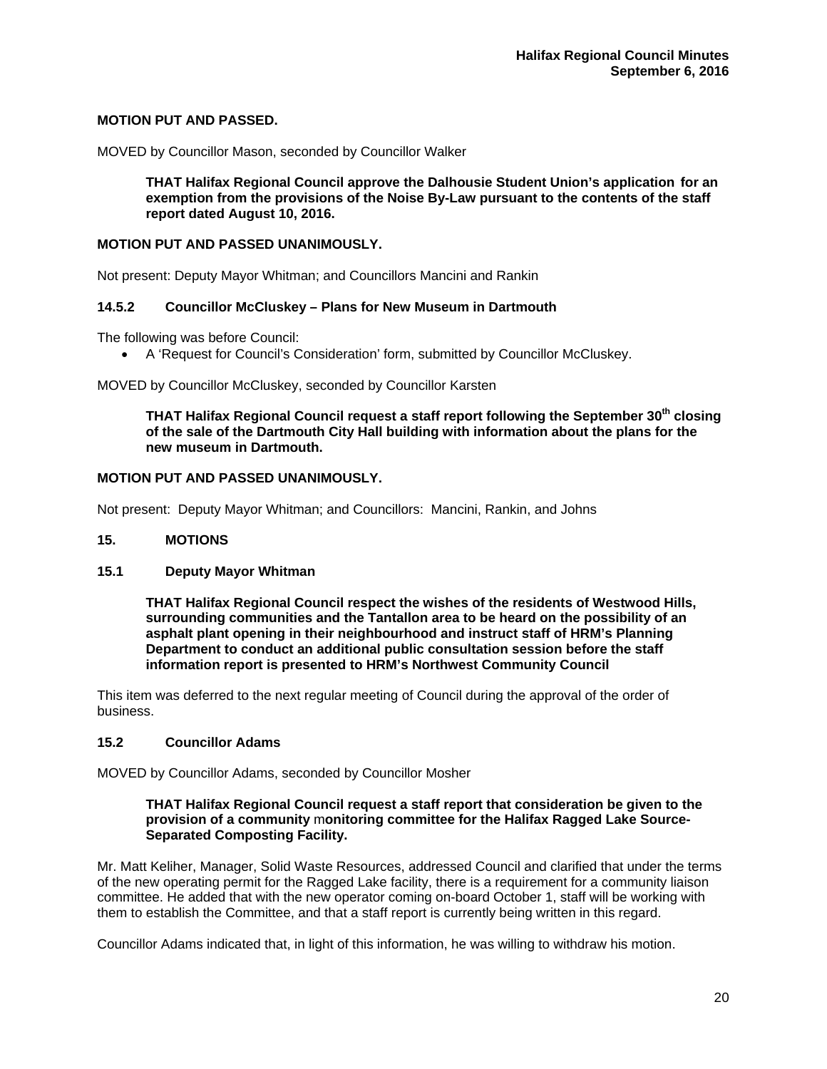**MOTION PUT AND PASSED.**

MOVED by Councillor Mason, seconded by Councillor Walker

> **THAT Halifax Regional Council approve the Dalhousie Student Union's application for an exemption from the provisions of the Noise By-Law pursuant to the contents of the staff report dated August 10, 2016.**

**MOTION PUT AND PASSED UNANIMOUSLY.**

Not present: Deputy Mayor Whitman; and Councillors Mancini and Rankin

### 14.5.2 Councillor McCluskey – Plans for New Museum in Dartmouth

The following was before Council:

- A 'Request for Council's Consideration' form, submitted by Councillor McCluskey.

MOVED by Councillor McCluskey, seconded by Councillor Karsten

> **THAT Halifax Regional Council request a staff report following the September 30th closing of the sale of the Dartmouth City Hall building with information about the plans for the new museum in Dartmouth.**

**MOTION PUT AND PASSED UNANIMOUSLY.**

Not present: Deputy Mayor Whitman; and Councillors: Mancini, Rankin, and Johns

## 15. MOTIONS

### 15.1 Deputy Mayor Whitman

> **THAT Halifax Regional Council respect the wishes of the residents of Westwood Hills, surrounding communities and the Tantallon area to be heard on the possibility of an asphalt plant opening in their neighbourhood and instruct staff of HRM's Planning Department to conduct an additional public consultation session before the staff information report is presented to HRM's Northwest Community Council**

This item was deferred to the next regular meeting of Council during the approval of the order of business.

### 15.2 Councillor Adams

MOVED by Councillor Adams, seconded by Councillor Mosher

> **THAT Halifax Regional Council request a staff report that consideration be given to the provision of a community monitoring committee for the Halifax Ragged Lake Source-Separated Composting Facility.**

Mr. Matt Keliher, Manager, Solid Waste Resources, addressed Council and clarified that under the terms of the new operating permit for the Ragged Lake facility, there is a requirement for a community liaison committee. He added that with the new operator coming on-board October 1, staff will be working with them to establish the Committee, and that a staff report is currently being written in this regard.

Councillor Adams indicated that, in light of this information, he was willing to withdraw his motion.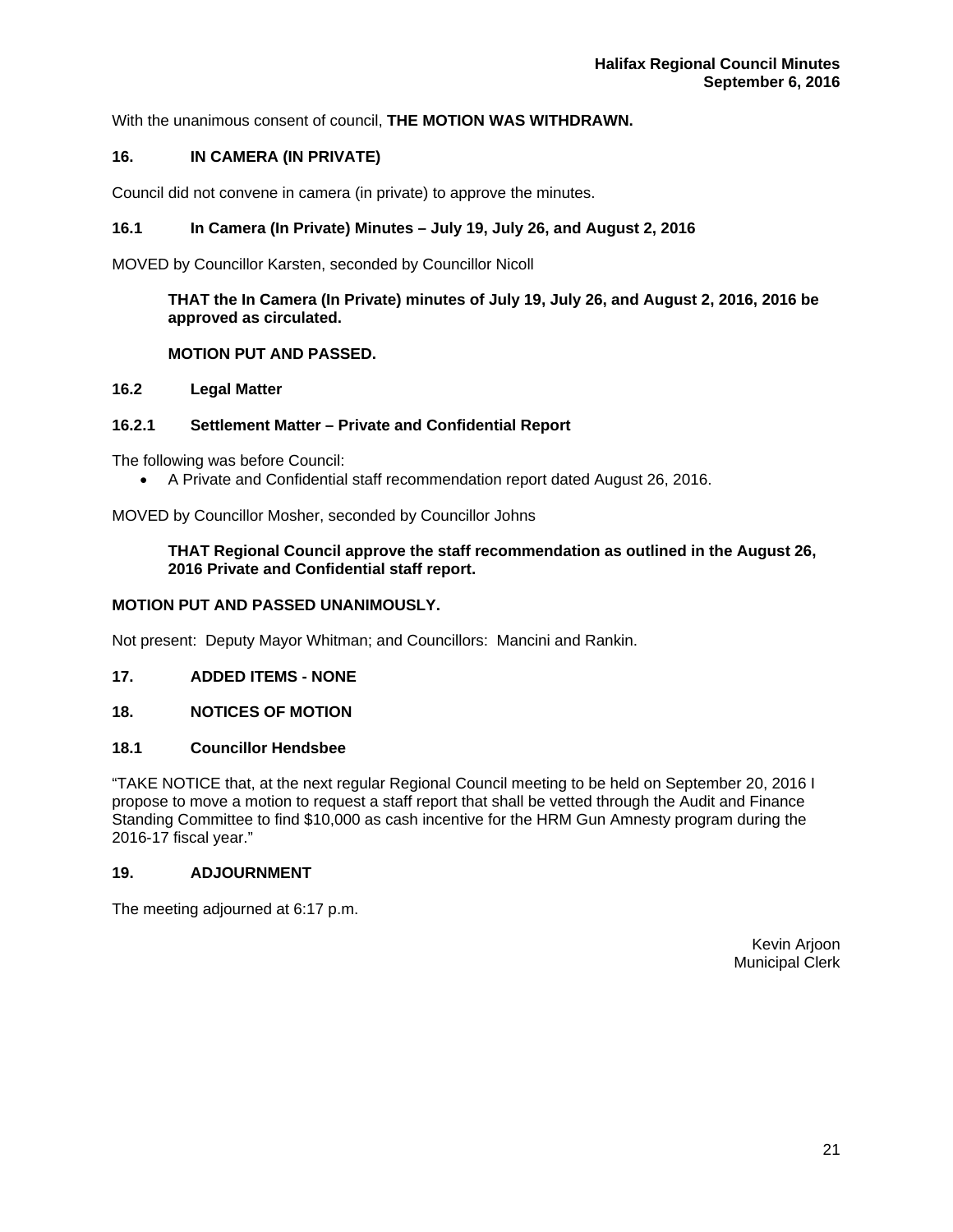With the unanimous consent of council, **THE MOTION WAS WITHDRAWN.**

## 16. IN CAMERA (IN PRIVATE)

Council did not convene in camera (in private) to approve the minutes.

### 16.1 In Camera (In Private) Minutes – July 19, July 26, and August 2, 2016

MOVED by Councillor Karsten, seconded by Councillor Nicoll

> **THAT the In Camera (In Private) minutes of July 19, July 26, and August 2, 2016, 2016 be approved as circulated.**
>
> **MOTION PUT AND PASSED.**

### 16.2 Legal Matter

#### 16.2.1 Settlement Matter – Private and Confidential Report

The following was before Council:

- A Private and Confidential staff recommendation report dated August 26, 2016.

MOVED by Councillor Mosher, seconded by Councillor Johns

> **THAT Regional Council approve the staff recommendation as outlined in the August 26, 2016 Private and Confidential staff report.**

**MOTION PUT AND PASSED UNANIMOUSLY.**

Not present: Deputy Mayor Whitman; and Councillors: Mancini and Rankin.

## 17. ADDED ITEMS - NONE

## 18. NOTICES OF MOTION

### 18.1 Councillor Hendsbee

"TAKE NOTICE that, at the next regular Regional Council meeting to be held on September 20, 2016 I propose to move a motion to request a staff report that shall be vetted through the Audit and Finance Standing Committee to find $10,000 as cash incentive for the HRM Gun Amnesty program during the 2016-17 fiscal year."

## 19. ADJOURNMENT

The meeting adjourned at 6:17 p.m.

Kevin Arjoon
Municipal Clerk